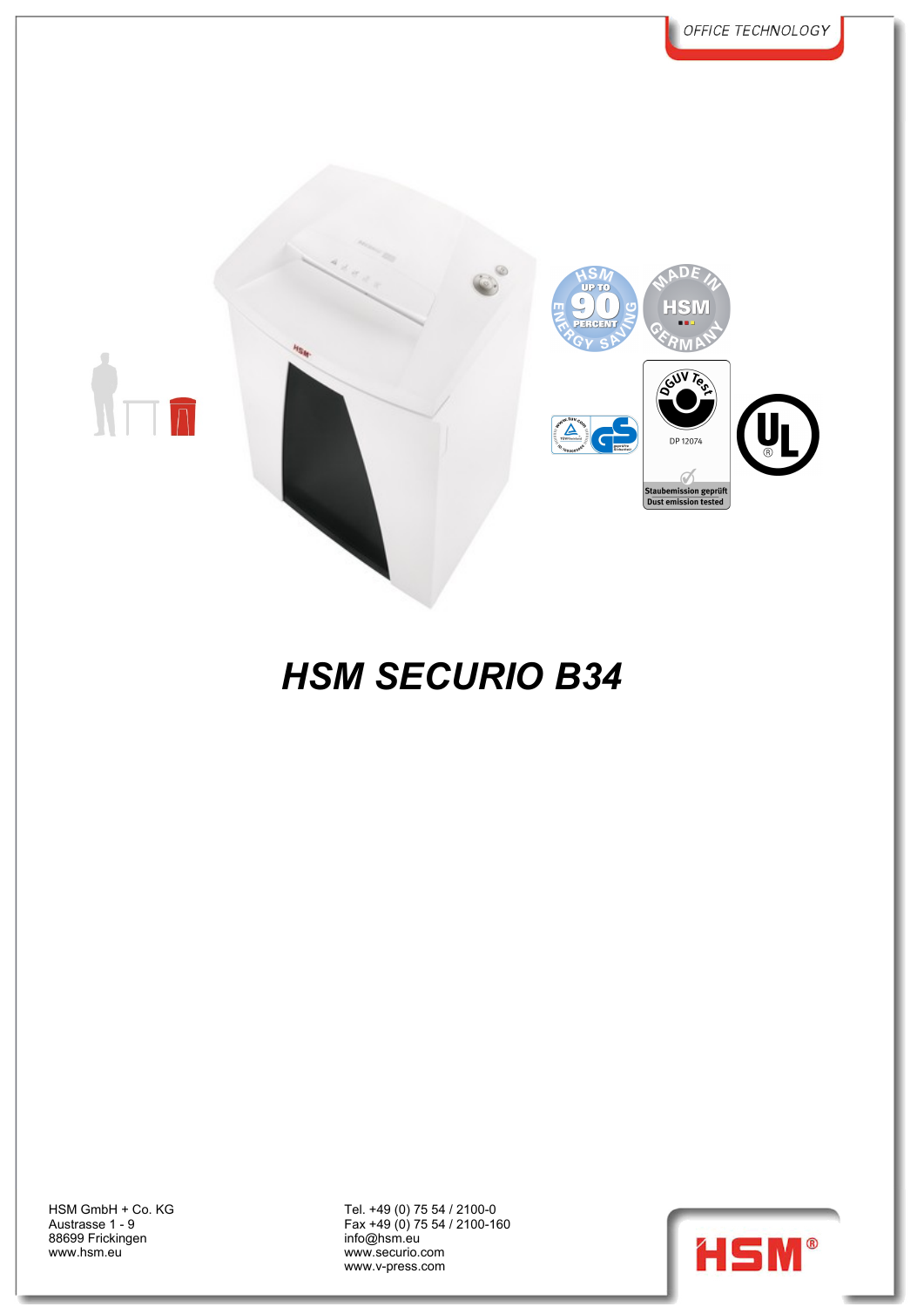OFFICE TECHNOLOGY

# HSM SECURIO B34

HSM GmbH + Co. KG
Austrasse 1 - 9
88699 Frickingen
www.hsm.eu

Tel. +49 (0) 75 54 / 2100-0
Fax +49 (0) 75 54 / 2100-160
info@hsm.eu
www.securio.com
www.v-press.com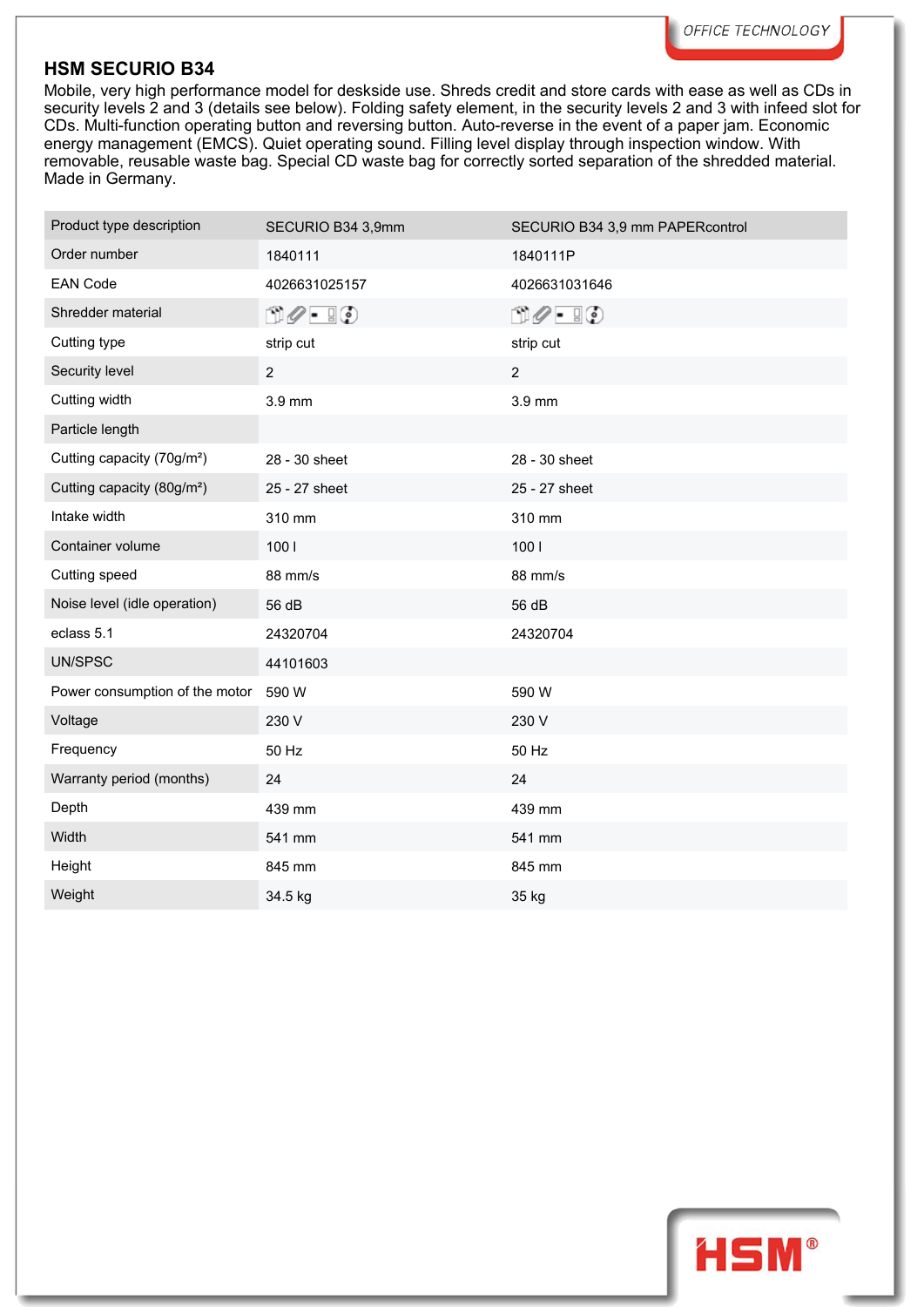## HSM SECURIO B34

Mobile, very high performance model for deskside use. Shreds credit and store cards with ease as well as CDs in security levels 2 and 3 (details see below). Folding safety element, in the security levels 2 and 3 with infeed slot for CDs. Multi-function operating button and reversing button. Auto-reverse in the event of a paper jam. Economic energy management (EMCS). Quiet operating sound. Filling level display through inspection window. With removable, reusable waste bag. Special CD waste bag for correctly sorted separation of the shredded material. Made in Germany.

| Product type description | SECURIO B34 3,9mm | SECURIO B34 3,9 mm PAPERcontrol |
|---|---|---|
| Order number | 1840111 | 1840111P |
| EAN Code | 4026631025157 | 4026631031646 |
| Shredder material | | |
| Cutting type | strip cut | strip cut |
| Security level | 2 | 2 |
| Cutting width | 3.9 mm | 3.9 mm |
| Particle length | | |
| Cutting capacity (70g/m²) | 28 - 30 sheet | 28 - 30 sheet |
| Cutting capacity (80g/m²) | 25 - 27 sheet | 25 - 27 sheet |
| Intake width | 310 mm | 310 mm |
| Container volume | 100 l | 100 l |
| Cutting speed | 88 mm/s | 88 mm/s |
| Noise level (idle operation) | 56 dB | 56 dB |
| eclass 5.1 | 24320704 | 24320704 |
| UN/SPSC | 44101603 | |
| Power consumption of the motor | 590 W | 590 W |
| Voltage | 230 V | 230 V |
| Frequency | 50 Hz | 50 Hz |
| Warranty period (months) | 24 | 24 |
| Depth | 439 mm | 439 mm |
| Width | 541 mm | 541 mm |
| Height | 845 mm | 845 mm |
| Weight | 34.5 kg | 35 kg |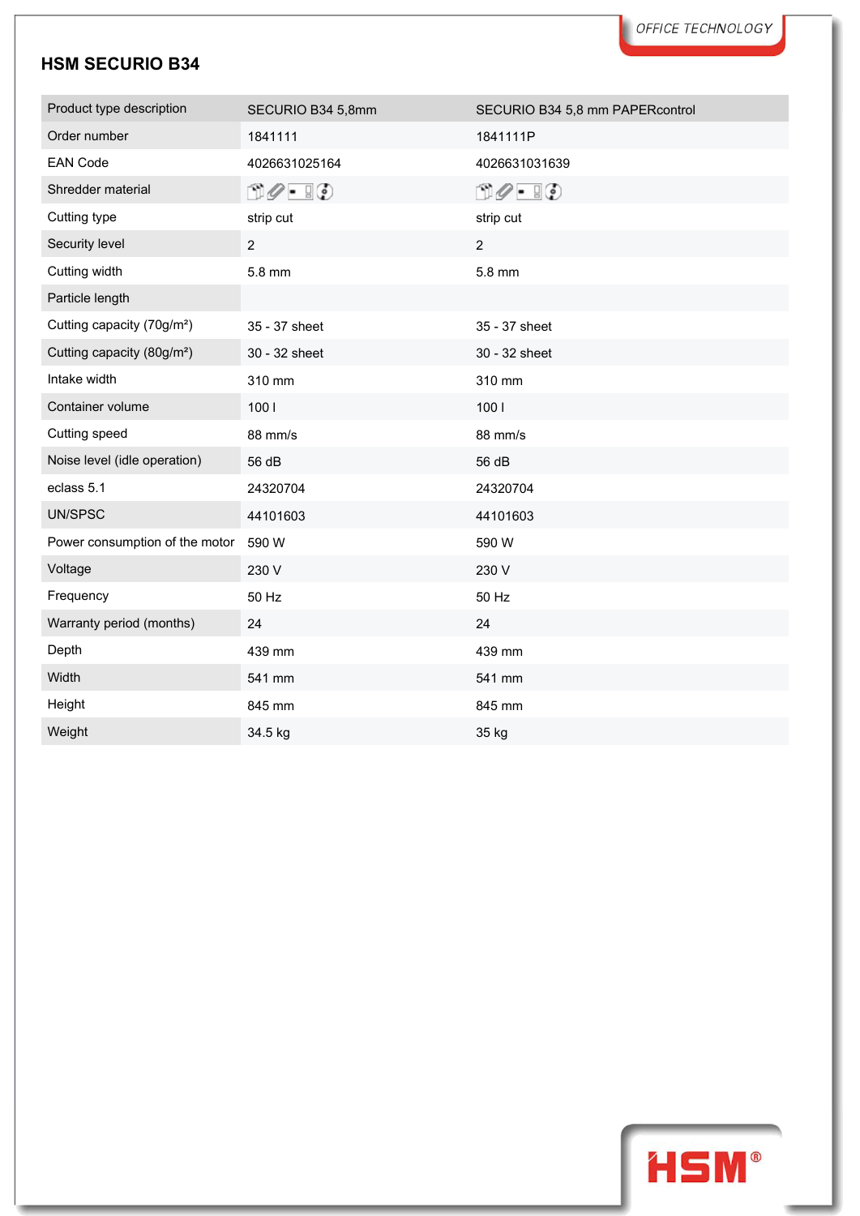## HSM SECURIO B34

| Product type description | SECURIO B34 5,8mm | SECURIO B34 5,8 mm PAPERcontrol |
|---|---|---|
| Order number | 1841111 | 1841111P |
| EAN Code | 4026631025164 | 4026631031639 |
| Shredder material | | |
| Cutting type | strip cut | strip cut |
| Security level | 2 | 2 |
| Cutting width | 5.8 mm | 5.8 mm |
| Particle length | | |
| Cutting capacity (70g/m²) | 35 - 37 sheet | 35 - 37 sheet |
| Cutting capacity (80g/m²) | 30 - 32 sheet | 30 - 32 sheet |
| Intake width | 310 mm | 310 mm |
| Container volume | 100 l | 100 l |
| Cutting speed | 88 mm/s | 88 mm/s |
| Noise level (idle operation) | 56 dB | 56 dB |
| eclass 5.1 | 24320704 | 24320704 |
| UN/SPSC | 44101603 | 44101603 |
| Power consumption of the motor | 590 W | 590 W |
| Voltage | 230 V | 230 V |
| Frequency | 50 Hz | 50 Hz |
| Warranty period (months) | 24 | 24 |
| Depth | 439 mm | 439 mm |
| Width | 541 mm | 541 mm |
| Height | 845 mm | 845 mm |
| Weight | 34.5 kg | 35 kg |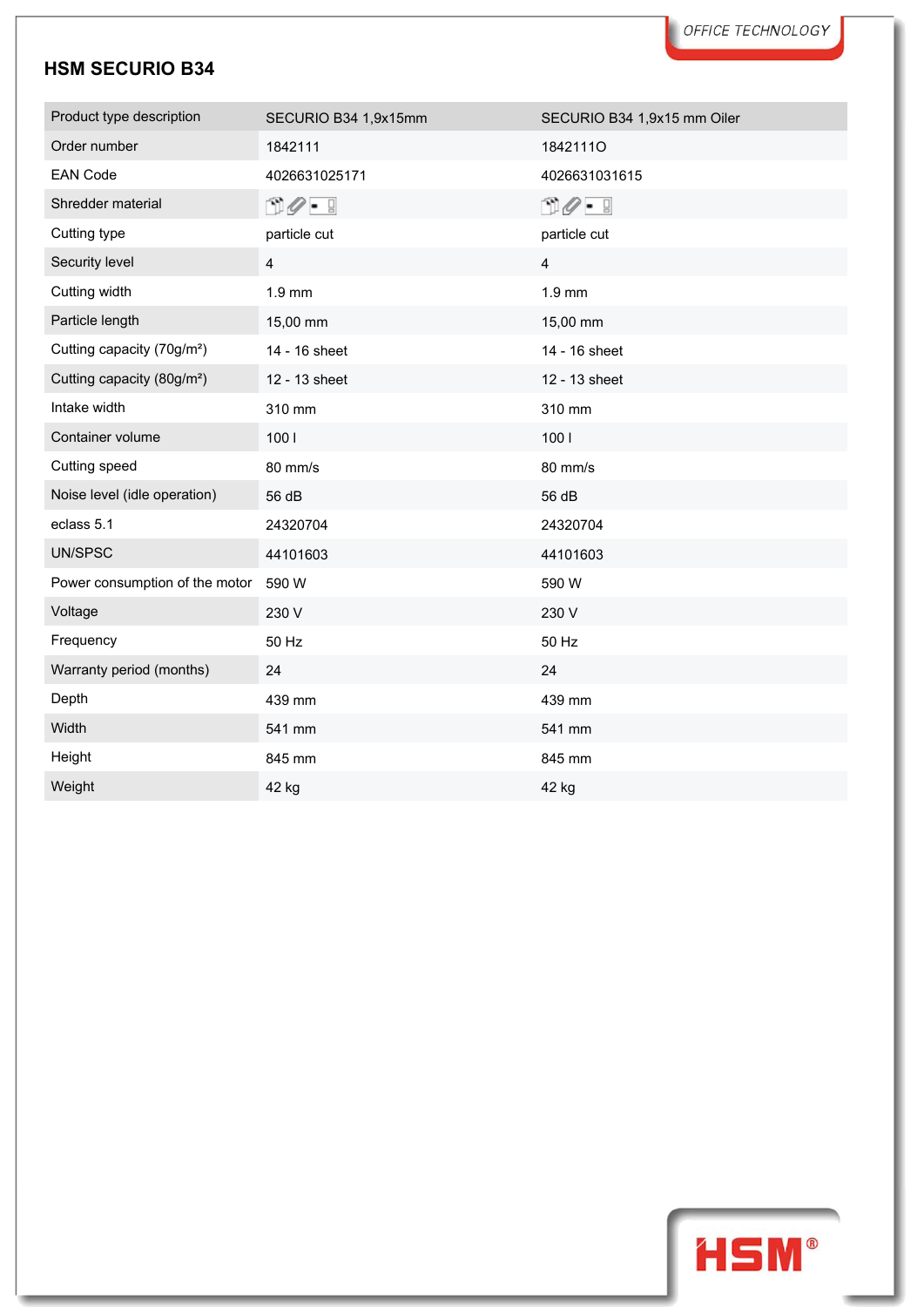## HSM SECURIO B34

| Product type description | SECURIO B34 1,9x15mm | SECURIO B34 1,9x15 mm Oiler |
|---|---|---|
| Order number | 1842111 | 1842111O |
| EAN Code | 4026631025171 | 4026631031615 |
| Shredder material | | |
| Cutting type | particle cut | particle cut |
| Security level | 4 | 4 |
| Cutting width | 1.9 mm | 1.9 mm |
| Particle length | 15,00 mm | 15,00 mm |
| Cutting capacity (70g/m²) | 14 - 16 sheet | 14 - 16 sheet |
| Cutting capacity (80g/m²) | 12 - 13 sheet | 12 - 13 sheet |
| Intake width | 310 mm | 310 mm |
| Container volume | 100 l | 100 l |
| Cutting speed | 80 mm/s | 80 mm/s |
| Noise level (idle operation) | 56 dB | 56 dB |
| eclass 5.1 | 24320704 | 24320704 |
| UN/SPSC | 44101603 | 44101603 |
| Power consumption of the motor | 590 W | 590 W |
| Voltage | 230 V | 230 V |
| Frequency | 50 Hz | 50 Hz |
| Warranty period (months) | 24 | 24 |
| Depth | 439 mm | 439 mm |
| Width | 541 mm | 541 mm |
| Height | 845 mm | 845 mm |
| Weight | 42 kg | 42 kg |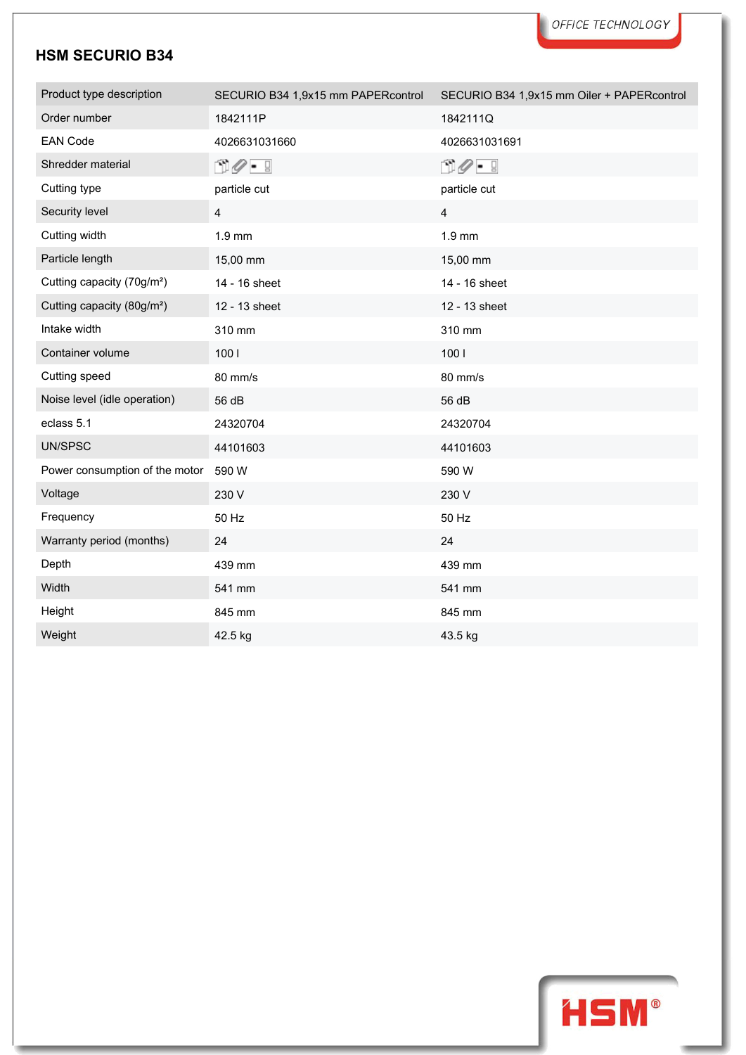# HSM SECURIO B34

| Product type description | SECURIO B34 1,9x15 mm PAPERcontrol | SECURIO B34 1,9x15 mm Oiler + PAPERcontrol |
|---|---|---|
| Order number | 1842111P | 1842111Q |
| EAN Code | 4026631031660 | 4026631031691 |
| Shredder material | | |
| Cutting type | particle cut | particle cut |
| Security level | 4 | 4 |
| Cutting width | 1.9 mm | 1.9 mm |
| Particle length | 15,00 mm | 15,00 mm |
| Cutting capacity (70g/m²) | 14 - 16 sheet | 14 - 16 sheet |
| Cutting capacity (80g/m²) | 12 - 13 sheet | 12 - 13 sheet |
| Intake width | 310 mm | 310 mm |
| Container volume | 100 l | 100 l |
| Cutting speed | 80 mm/s | 80 mm/s |
| Noise level (idle operation) | 56 dB | 56 dB |
| eclass 5.1 | 24320704 | 24320704 |
| UN/SPSC | 44101603 | 44101603 |
| Power consumption of the motor | 590 W | 590 W |
| Voltage | 230 V | 230 V |
| Frequency | 50 Hz | 50 Hz |
| Warranty period (months) | 24 | 24 |
| Depth | 439 mm | 439 mm |
| Width | 541 mm | 541 mm |
| Height | 845 mm | 845 mm |
| Weight | 42.5 kg | 43.5 kg |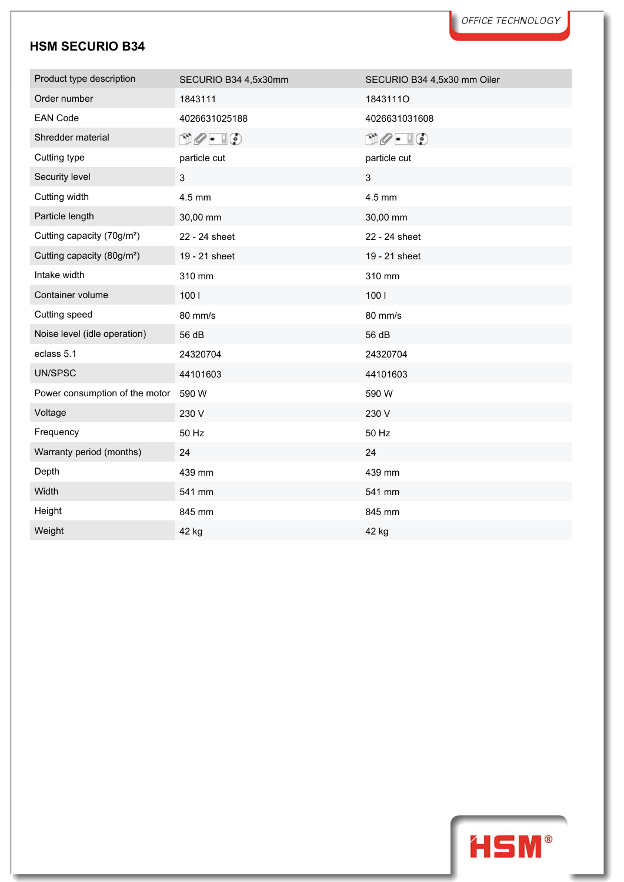## HSM SECURIO B34

| Product type description | SECURIO B34 4,5x30mm | SECURIO B34 4,5x30 mm Oiler |
|---|---|---|
| Order number | 1843111 | 1843111O |
| EAN Code | 4026631025188 | 4026631031608 |
| Shredder material | | |
| Cutting type | particle cut | particle cut |
| Security level | 3 | 3 |
| Cutting width | 4.5 mm | 4.5 mm |
| Particle length | 30,00 mm | 30,00 mm |
| Cutting capacity (70g/m²) | 22 - 24 sheet | 22 - 24 sheet |
| Cutting capacity (80g/m²) | 19 - 21 sheet | 19 - 21 sheet |
| Intake width | 310 mm | 310 mm |
| Container volume | 100 l | 100 l |
| Cutting speed | 80 mm/s | 80 mm/s |
| Noise level (idle operation) | 56 dB | 56 dB |
| eclass 5.1 | 24320704 | 24320704 |
| UN/SPSC | 44101603 | 44101603 |
| Power consumption of the motor | 590 W | 590 W |
| Voltage | 230 V | 230 V |
| Frequency | 50 Hz | 50 Hz |
| Warranty period (months) | 24 | 24 |
| Depth | 439 mm | 439 mm |
| Width | 541 mm | 541 mm |
| Height | 845 mm | 845 mm |
| Weight | 42 kg | 42 kg |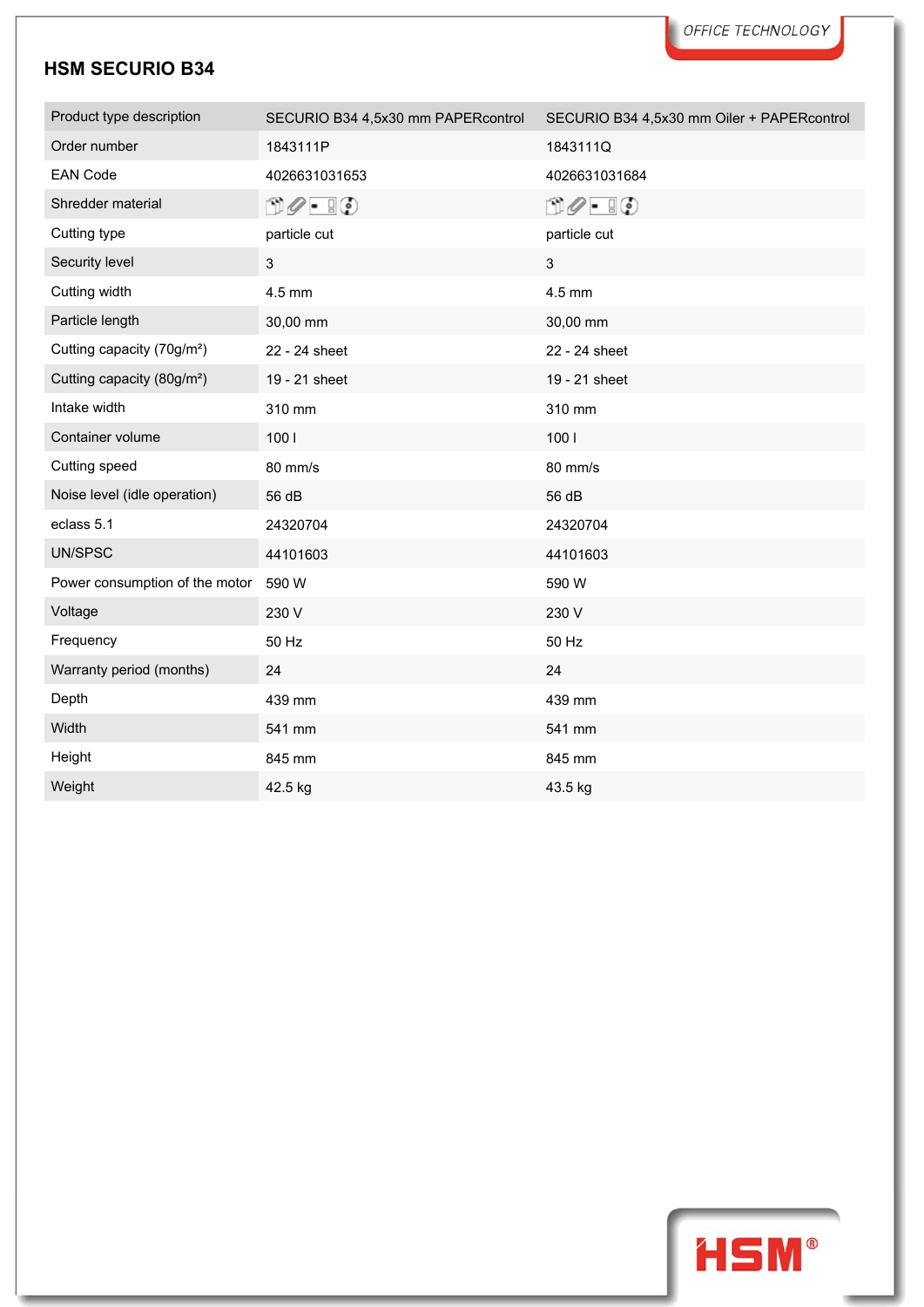## HSM SECURIO B34

| Product type description | SECURIO B34 4,5x30 mm PAPERcontrol | SECURIO B34 4,5x30 mm Oiler + PAPERcontrol |
|---|---|---|
| Order number | 1843111P | 1843111Q |
| EAN Code | 4026631031653 | 4026631031684 |
| Shredder material | | |
| Cutting type | particle cut | particle cut |
| Security level | 3 | 3 |
| Cutting width | 4.5 mm | 4.5 mm |
| Particle length | 30,00 mm | 30,00 mm |
| Cutting capacity (70g/m²) | 22 - 24 sheet | 22 - 24 sheet |
| Cutting capacity (80g/m²) | 19 - 21 sheet | 19 - 21 sheet |
| Intake width | 310 mm | 310 mm |
| Container volume | 100 l | 100 l |
| Cutting speed | 80 mm/s | 80 mm/s |
| Noise level (idle operation) | 56 dB | 56 dB |
| eclass 5.1 | 24320704 | 24320704 |
| UN/SPSC | 44101603 | 44101603 |
| Power consumption of the motor | 590 W | 590 W |
| Voltage | 230 V | 230 V |
| Frequency | 50 Hz | 50 Hz |
| Warranty period (months) | 24 | 24 |
| Depth | 439 mm | 439 mm |
| Width | 541 mm | 541 mm |
| Height | 845 mm | 845 mm |
| Weight | 42.5 kg | 43.5 kg |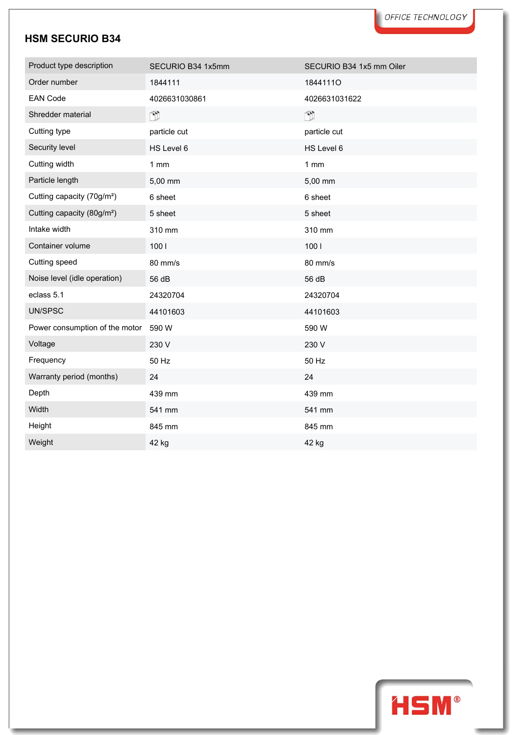## HSM SECURIO B34

| Product type description | SECURIO B34 1x5mm | SECURIO B34 1x5 mm Oiler |
|---|---|---|
| Order number | 1844111 | 1844111O |
| EAN Code | 4026631030861 | 4026631031622 |
| Shredder material | | |
| Cutting type | particle cut | particle cut |
| Security level | HS Level 6 | HS Level 6 |
| Cutting width | 1 mm | 1 mm |
| Particle length | 5,00 mm | 5,00 mm |
| Cutting capacity (70g/m²) | 6 sheet | 6 sheet |
| Cutting capacity (80g/m²) | 5 sheet | 5 sheet |
| Intake width | 310 mm | 310 mm |
| Container volume | 100 l | 100 l |
| Cutting speed | 80 mm/s | 80 mm/s |
| Noise level (idle operation) | 56 dB | 56 dB |
| eclass 5.1 | 24320704 | 24320704 |
| UN/SPSC | 44101603 | 44101603 |
| Power consumption of the motor | 590 W | 590 W |
| Voltage | 230 V | 230 V |
| Frequency | 50 Hz | 50 Hz |
| Warranty period (months) | 24 | 24 |
| Depth | 439 mm | 439 mm |
| Width | 541 mm | 541 mm |
| Height | 845 mm | 845 mm |
| Weight | 42 kg | 42 kg |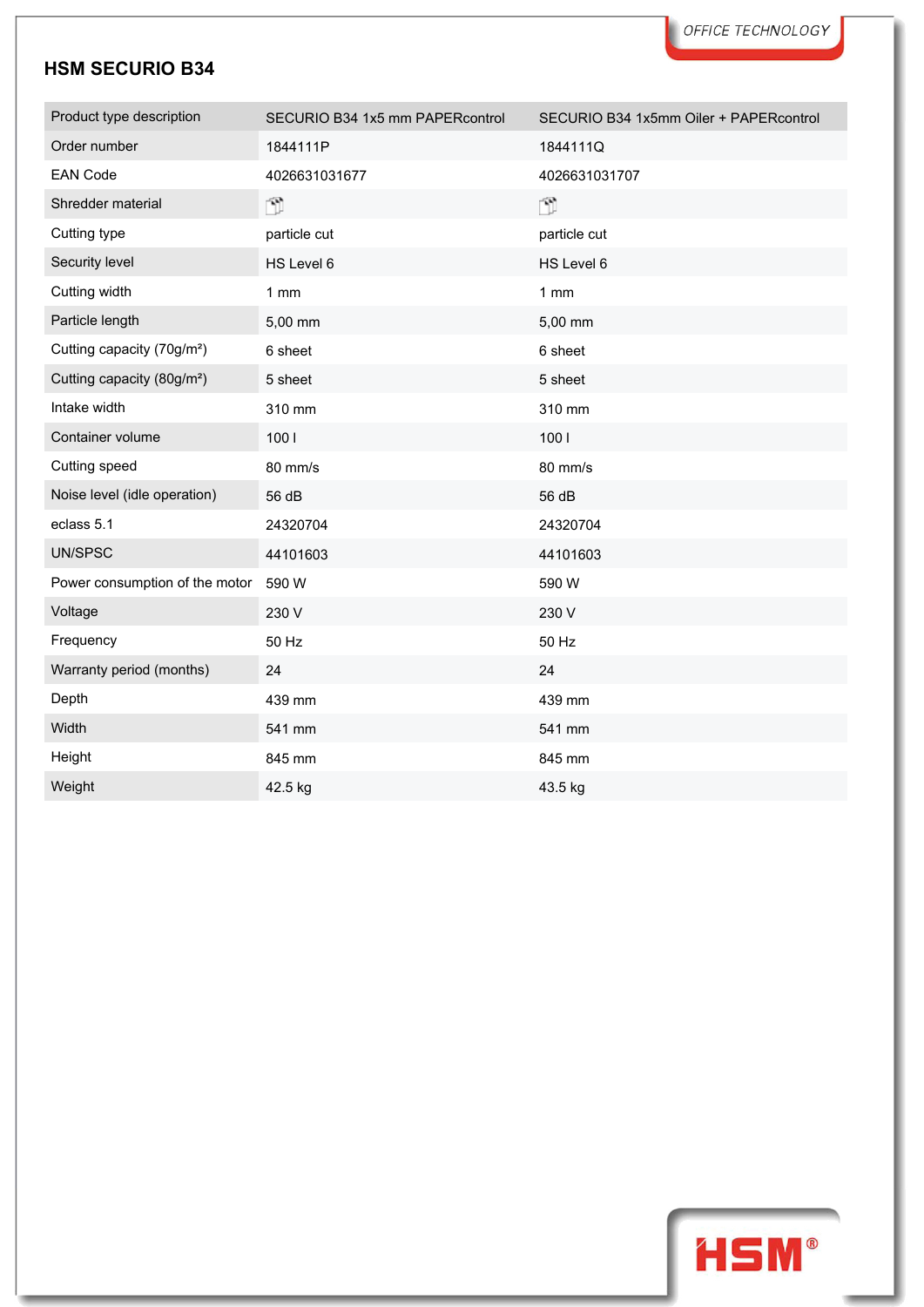## HSM SECURIO B34

| Product type description | SECURIO B34 1x5 mm PAPERcontrol | SECURIO B34 1x5mm Oiler + PAPERcontrol |
|---|---|---|
| Order number | 1844111P | 1844111Q |
| EAN Code | 4026631031677 | 4026631031707 |
| Shredder material | | |
| Cutting type | particle cut | particle cut |
| Security level | HS Level 6 | HS Level 6 |
| Cutting width | 1 mm | 1 mm |
| Particle length | 5,00 mm | 5,00 mm |
| Cutting capacity (70g/m²) | 6 sheet | 6 sheet |
| Cutting capacity (80g/m²) | 5 sheet | 5 sheet |
| Intake width | 310 mm | 310 mm |
| Container volume | 100 l | 100 l |
| Cutting speed | 80 mm/s | 80 mm/s |
| Noise level (idle operation) | 56 dB | 56 dB |
| eclass 5.1 | 24320704 | 24320704 |
| UN/SPSC | 44101603 | 44101603 |
| Power consumption of the motor | 590 W | 590 W |
| Voltage | 230 V | 230 V |
| Frequency | 50 Hz | 50 Hz |
| Warranty period (months) | 24 | 24 |
| Depth | 439 mm | 439 mm |
| Width | 541 mm | 541 mm |
| Height | 845 mm | 845 mm |
| Weight | 42.5 kg | 43.5 kg |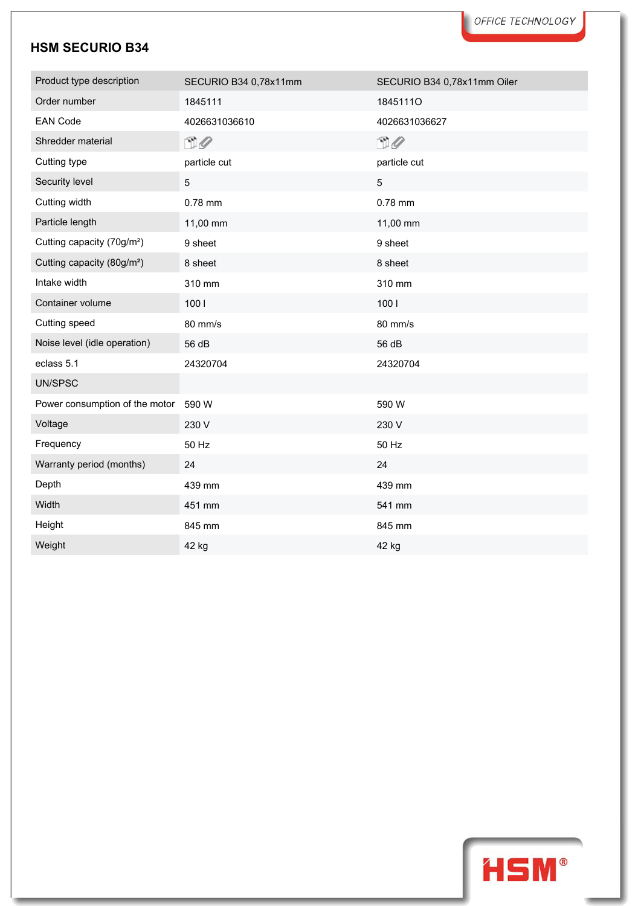## HSM SECURIO B34

| Product type description | SECURIO B34 0,78x11mm | SECURIO B34 0,78x11mm Oiler |
|---|---|---|
| Order number | 1845111 | 1845111O |
| EAN Code | 4026631036610 | 4026631036627 |
| Shredder material | | |
| Cutting type | particle cut | particle cut |
| Security level | 5 | 5 |
| Cutting width | 0.78 mm | 0.78 mm |
| Particle length | 11,00 mm | 11,00 mm |
| Cutting capacity (70g/m²) | 9 sheet | 9 sheet |
| Cutting capacity (80g/m²) | 8 sheet | 8 sheet |
| Intake width | 310 mm | 310 mm |
| Container volume | 100 l | 100 l |
| Cutting speed | 80 mm/s | 80 mm/s |
| Noise level (idle operation) | 56 dB | 56 dB |
| eclass 5.1 | 24320704 | 24320704 |
| UN/SPSC | | |
| Power consumption of the motor | 590 W | 590 W |
| Voltage | 230 V | 230 V |
| Frequency | 50 Hz | 50 Hz |
| Warranty period (months) | 24 | 24 |
| Depth | 439 mm | 439 mm |
| Width | 451 mm | 541 mm |
| Height | 845 mm | 845 mm |
| Weight | 42 kg | 42 kg |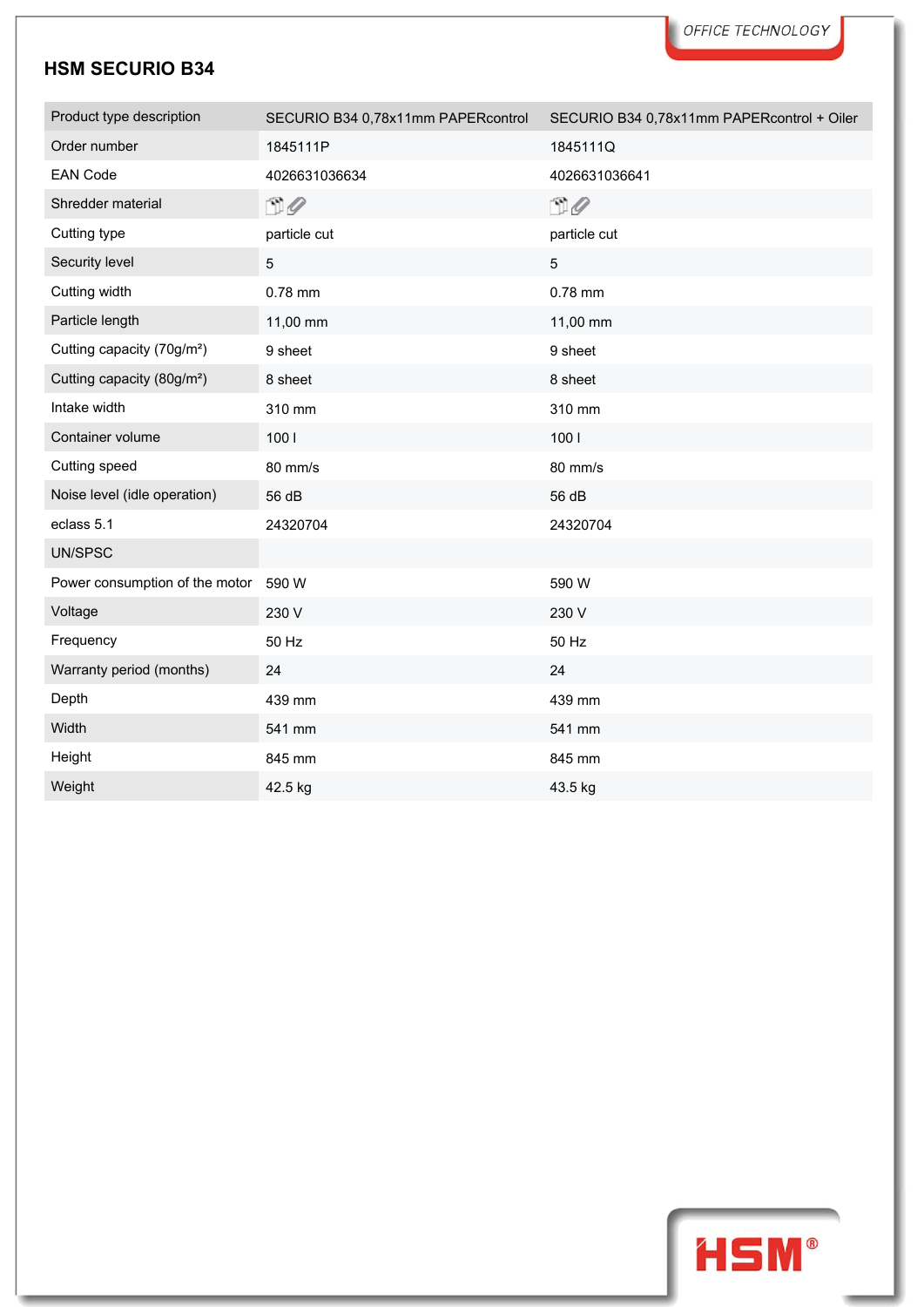OFFICE TECHNOLOGY

## HSM SECURIO B34

| Product type description | SECURIO B34 0,78x11mm PAPERcontrol | SECURIO B34 0,78x11mm PAPERcontrol + Oiler |
|---|---|---|
| Order number | 1845111P | 1845111Q |
| EAN Code | 4026631036634 | 4026631036641 |
| Shredder material | | |
| Cutting type | particle cut | particle cut |
| Security level | 5 | 5 |
| Cutting width | 0.78 mm | 0.78 mm |
| Particle length | 11,00 mm | 11,00 mm |
| Cutting capacity (70g/m²) | 9 sheet | 9 sheet |
| Cutting capacity (80g/m²) | 8 sheet | 8 sheet |
| Intake width | 310 mm | 310 mm |
| Container volume | 100 l | 100 l |
| Cutting speed | 80 mm/s | 80 mm/s |
| Noise level (idle operation) | 56 dB | 56 dB |
| eclass 5.1 | 24320704 | 24320704 |
| UN/SPSC | | |
| Power consumption of the motor | 590 W | 590 W |
| Voltage | 230 V | 230 V |
| Frequency | 50 Hz | 50 Hz |
| Warranty period (months) | 24 | 24 |
| Depth | 439 mm | 439 mm |
| Width | 541 mm | 541 mm |
| Height | 845 mm | 845 mm |
| Weight | 42.5 kg | 43.5 kg |

HSM®